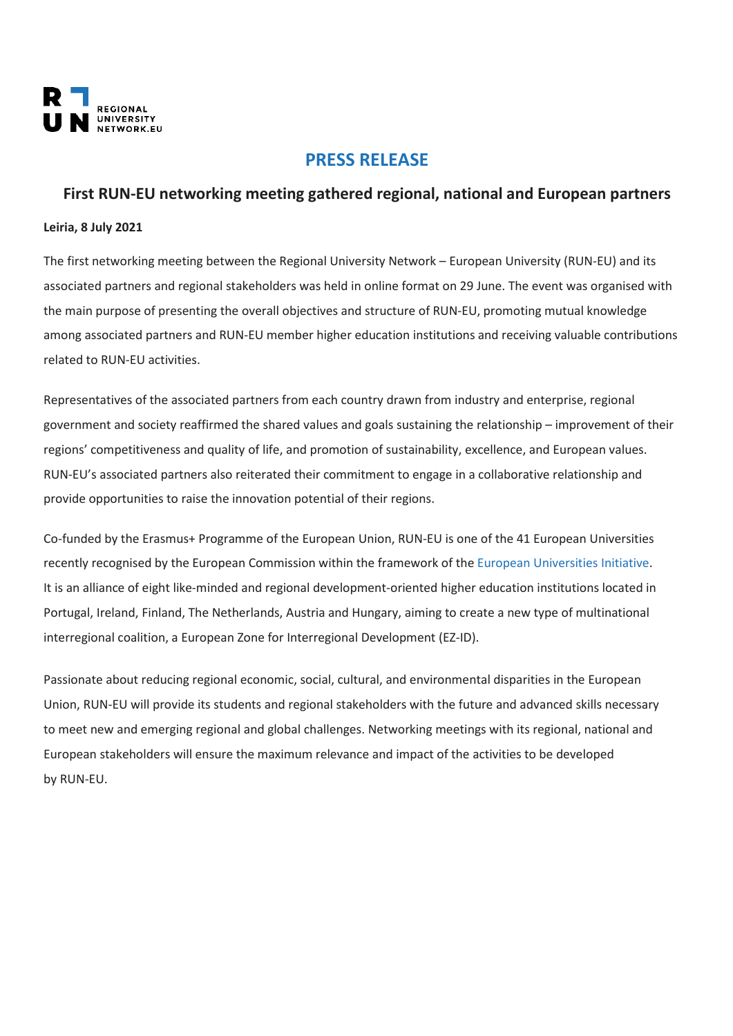REGIONAL UNIVERSITY NETWORK.EU

# PRESS RELEASE

## First RUN-EU networking meeting gathered regional, national and European partners

**Leiria, 8 July 2021**

The first networking meeting between the Regional University Network – European University (RUN-EU) and its associated partners and regional stakeholders was held in online format on 29 June. The event was organised with the main purpose of presenting the overall objectives and structure of RUN-EU, promoting mutual knowledge among associated partners and RUN-EU member higher education institutions and receiving valuable contributions related to RUN-EU activities.

Representatives of the associated partners from each country drawn from industry and enterprise, regional government and society reaffirmed the shared values and goals sustaining the relationship – improvement of their regions' competitiveness and quality of life, and promotion of sustainability, excellence, and European values. RUN-EU's associated partners also reiterated their commitment to engage in a collaborative relationship and provide opportunities to raise the innovation potential of their regions.

Co-funded by the Erasmus+ Programme of the European Union, RUN-EU is one of the 41 European Universities recently recognised by the European Commission within the framework of the European Universities Initiative. It is an alliance of eight like-minded and regional development-oriented higher education institutions located in Portugal, Ireland, Finland, The Netherlands, Austria and Hungary, aiming to create a new type of multinational interregional coalition, a European Zone for Interregional Development (EZ-ID).

Passionate about reducing regional economic, social, cultural, and environmental disparities in the European Union, RUN-EU will provide its students and regional stakeholders with the future and advanced skills necessary to meet new and emerging regional and global challenges. Networking meetings with its regional, national and European stakeholders will ensure the maximum relevance and impact of the activities to be developed by RUN-EU.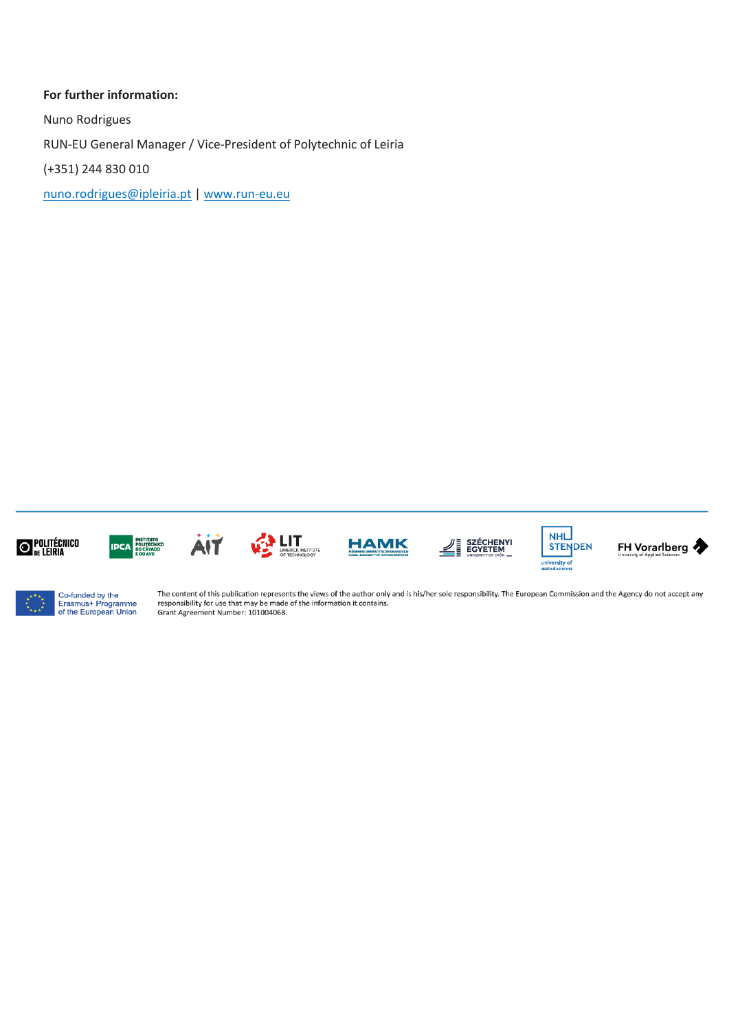**For further information:**

Nuno Rodrigues

RUN-EU General Manager / Vice-President of Polytechnic of Leiria

(+351) 244 830 010

nuno.rodrigues@ipleiria.pt | www.run-eu.eu

Co-funded by the Erasmus+ Programme of the European Union

The content of this publication represents the views of the author only and is his/her sole responsibility. The European Commission and the Agency do not accept any responsibility for use that may be made of the information it contains.
Grant Agreement Number: 101004068.